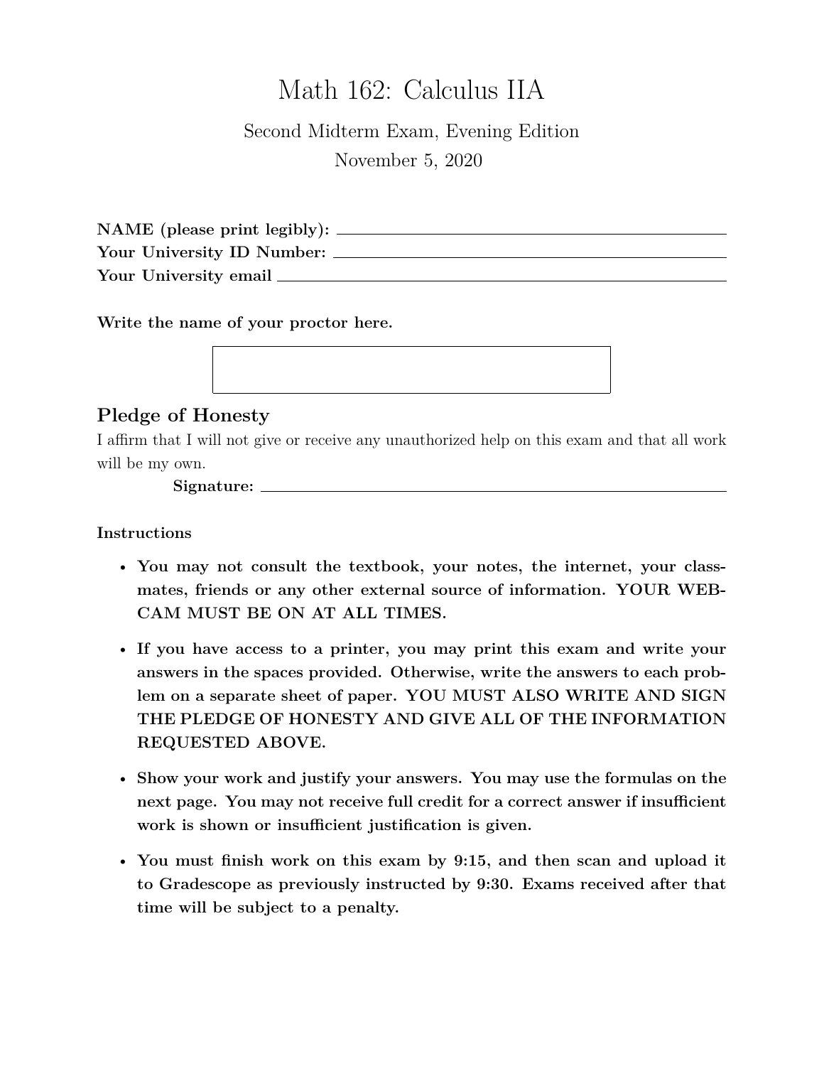# Math 162: Calculus IIA

Second Midterm Exam, Evening Edition

November 5, 2020

**NAME (please print legibly):** \_\_\_\_\_\_\_\_\_\_\_\_\_\_\_\_\_\_\_\_\_\_\_\_\_\_\_\_\_\_\_\_
**Your University ID Number:** \_\_\_\_\_\_\_\_\_\_\_\_\_\_\_\_\_\_\_\_\_\_\_\_\_\_\_\_\_\_\_\_
**Your University email** \_\_\_\_\_\_\_\_\_\_\_\_\_\_\_\_\_\_\_\_\_\_\_\_\_\_\_\_\_\_\_\_

**Write the name of your proctor here.**

| |
|---|
| |

## Pledge of Honesty

I affirm that I will not give or receive any unauthorized help on this exam and that all work will be my own.

**Signature:** \_\_\_\_\_\_\_\_\_\_\_\_\_\_\_\_\_\_\_\_\_\_\_\_\_\_\_\_\_\_\_\_

**Instructions**

- **You may not consult the textbook, your notes, the internet, your classmates, friends or any other external source of information. YOUR WEBCAM MUST BE ON AT ALL TIMES.**
- **If you have access to a printer, you may print this exam and write your answers in the spaces provided. Otherwise, write the answers to each problem on a separate sheet of paper. YOU MUST ALSO WRITE AND SIGN THE PLEDGE OF HONESTY AND GIVE ALL OF THE INFORMATION REQUESTED ABOVE.**
- **Show your work and justify your answers. You may use the formulas on the next page. You may not receive full credit for a correct answer if insufficient work is shown or insufficient justification is given.**
- **You must finish work on this exam by 9:15, and then scan and upload it to Gradescope as previously instructed by 9:30. Exams received after that time will be subject to a penalty.**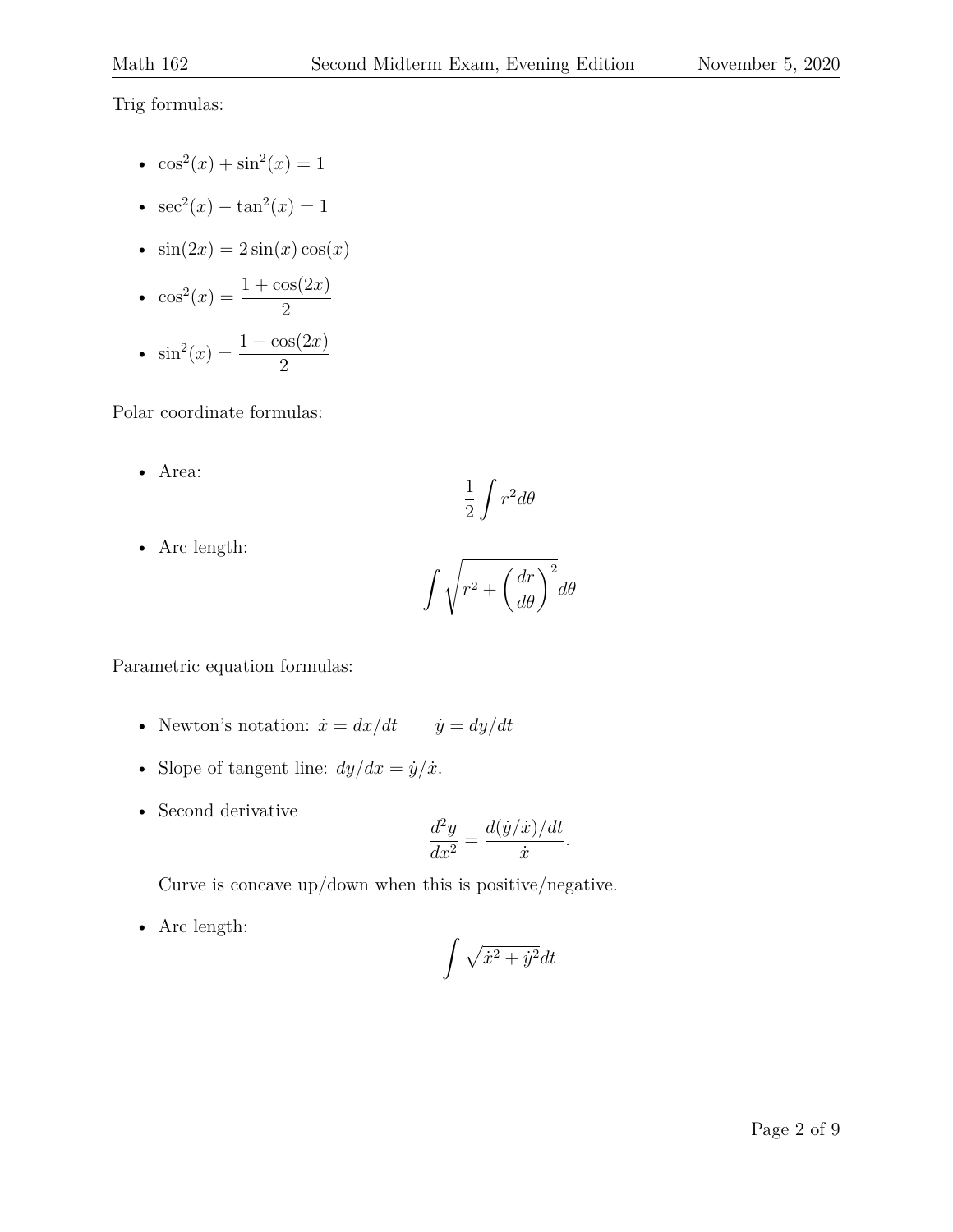Trig formulas:

- $\cos^2(x) + \sin^2(x) = 1$
- $\sec^2(x) - \tan^2(x) = 1$
- $\sin(2x) = 2\sin(x)\cos(x)$
- $\cos^2(x) = \dfrac{1 + \cos(2x)}{2}$
- $\sin^2(x) = \dfrac{1 - \cos(2x)}{2}$

Polar coordinate formulas:

- Area:
$$\frac{1}{2}\int r^2 d\theta$$
- Arc length:
$$\int \sqrt{r^2 + \left(\frac{dr}{d\theta}\right)^2} d\theta$$

Parametric equation formulas:

- Newton's notation: $\dot{x} = dx/dt \qquad \dot{y} = dy/dt$
- Slope of tangent line: $dy/dx = \dot{y}/\dot{x}$.
- Second derivative
$$\frac{d^2y}{dx^2} = \frac{d(\dot{y}/\dot{x})/dt}{\dot{x}}.$$
  Curve is concave up/down when this is positive/negative.
- Arc length:
$$\int \sqrt{\dot{x}^2 + \dot{y}^2} dt$$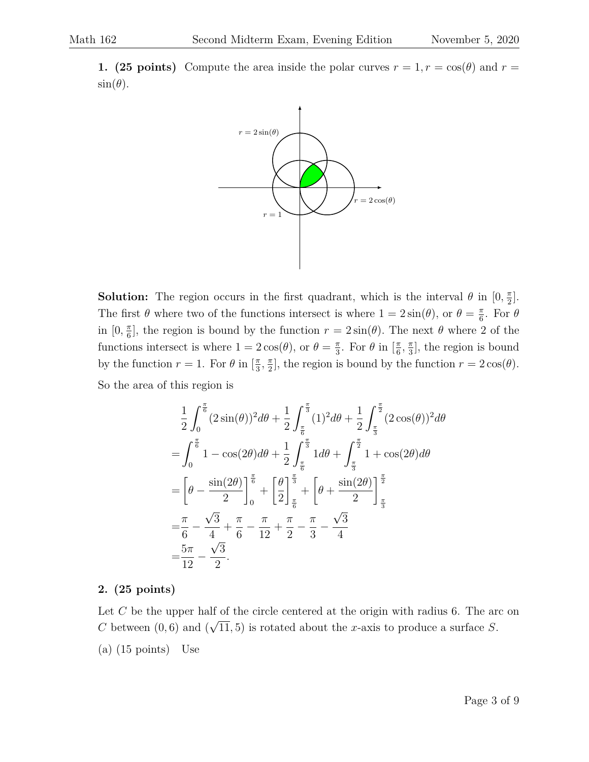**1. (25 points)** Compute the area inside the polar curves $r = 1, r = \cos(\theta)$ and $r = \sin(\theta)$.

**Solution:** The region occurs in the first quadrant, which is the interval $\theta$ in $[0, \frac{\pi}{2}]$. The first $\theta$ where two of the functions intersect is where $1 = 2\sin(\theta)$, or $\theta = \frac{\pi}{6}$. For $\theta$ in $[0, \frac{\pi}{6}]$, the region is bound by the function $r = 2\sin(\theta)$. The next $\theta$ where 2 of the functions intersect is where $1 = 2\cos(\theta)$, or $\theta = \frac{\pi}{3}$. For $\theta$ in $[\frac{\pi}{6}, \frac{\pi}{3}]$, the region is bound by the function $r = 1$. For $\theta$ in $[\frac{\pi}{3}, \frac{\pi}{2}]$, the region is bound by the function $r = 2\cos(\theta)$.

So the area of this region is

$$
\begin{aligned}
&\frac{1}{2}\int_0^{\frac{\pi}{6}} (2\sin(\theta))^2 d\theta + \frac{1}{2}\int_{\frac{\pi}{6}}^{\frac{\pi}{3}} (1)^2 d\theta + \frac{1}{2}\int_{\frac{\pi}{3}}^{\frac{\pi}{2}} (2\cos(\theta))^2 d\theta \\
=&\int_0^{\frac{\pi}{6}} 1 - \cos(2\theta) d\theta + \frac{1}{2}\int_{\frac{\pi}{6}}^{\frac{\pi}{3}} 1 d\theta + \int_{\frac{\pi}{3}}^{\frac{\pi}{2}} 1 + \cos(2\theta) d\theta \\
=&\left[\theta - \frac{\sin(2\theta)}{2}\right]_0^{\frac{\pi}{6}} + \left[\frac{\theta}{2}\right]_{\frac{\pi}{6}}^{\frac{\pi}{3}} + \left[\theta + \frac{\sin(2\theta)}{2}\right]_{\frac{\pi}{3}}^{\frac{\pi}{2}} \\
=&\frac{\pi}{6} - \frac{\sqrt{3}}{4} + \frac{\pi}{6} - \frac{\pi}{12} + \frac{\pi}{2} - \frac{\pi}{3} - \frac{\sqrt{3}}{4} \\
=&\frac{5\pi}{12} - \frac{\sqrt{3}}{2}.
\end{aligned}
$$

**2. (25 points)**

Let $C$ be the upper half of the circle centered at the origin with radius 6. The arc on $C$ between $(0, 6)$ and $(\sqrt{11}, 5)$ is rotated about the $x$-axis to produce a surface $S$.

(a) (15 points) Use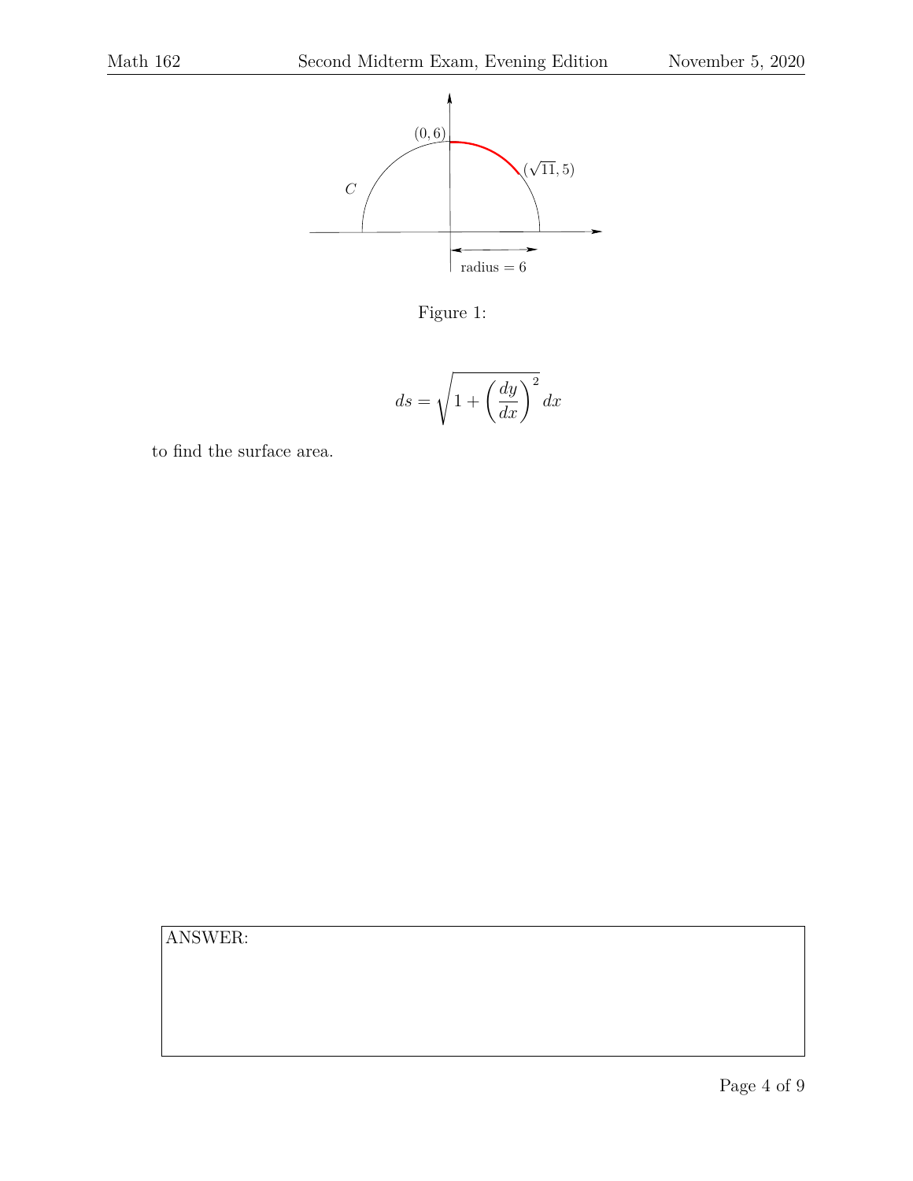Figure 1:

$$ds = \sqrt{1 + \left(\frac{dy}{dx}\right)^2}\,dx$$

to find the surface area.

ANSWER: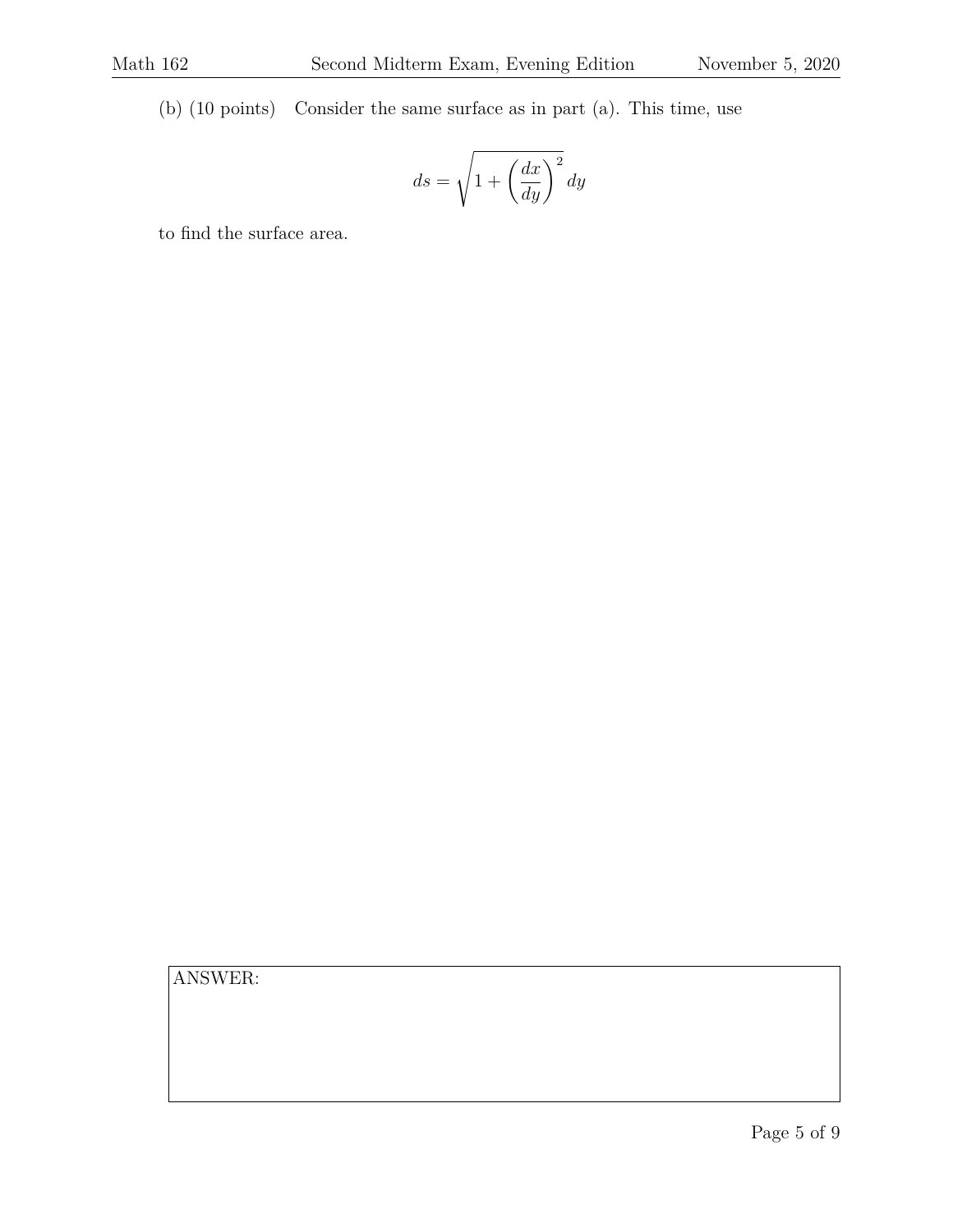(b) (10 points) Consider the same surface as in part (a). This time, use

$$ds = \sqrt{1 + \left(\frac{dx}{dy}\right)^2}\, dy$$

to find the surface area.

ANSWER: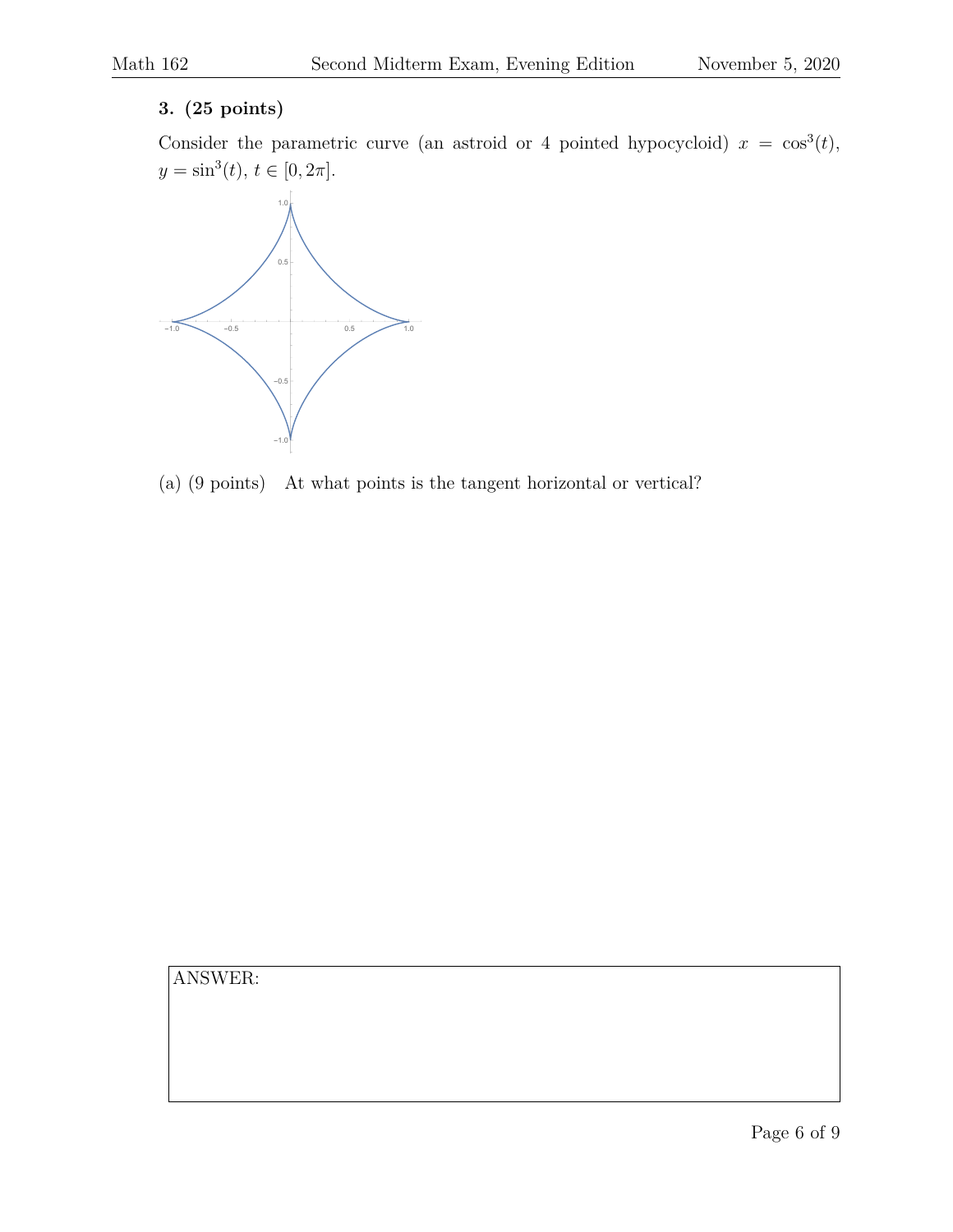**3. (25 points)**

Consider the parametric curve (an astroid or 4 pointed hypocycloid) $x = \cos^3(t)$, $y = \sin^3(t)$, $t \in [0, 2\pi]$.

(a) (9 points) At what points is the tangent horizontal or vertical?

ANSWER: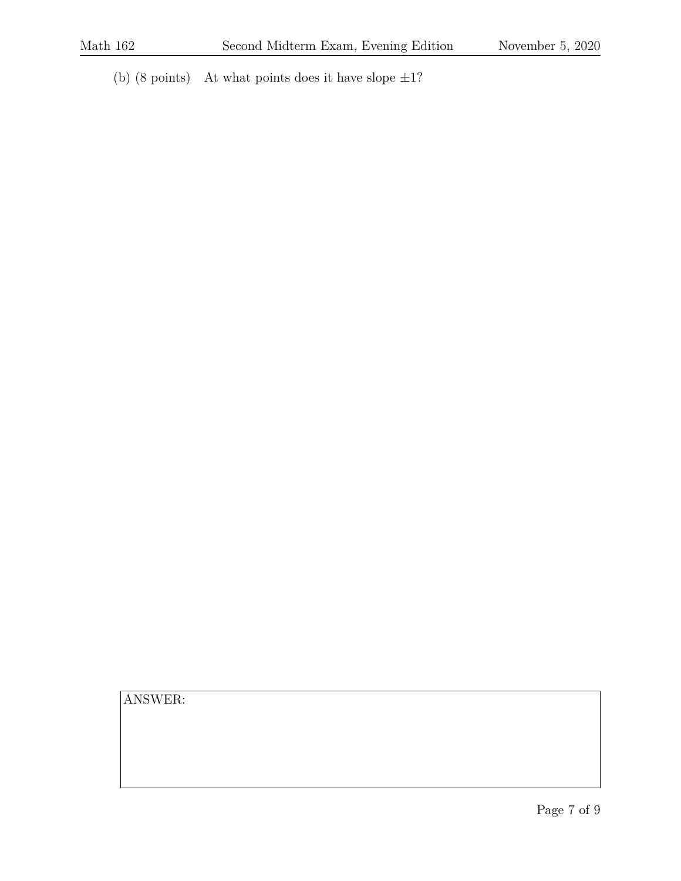(b) (8 points) At what points does it have slope $\pm 1$?

ANSWER: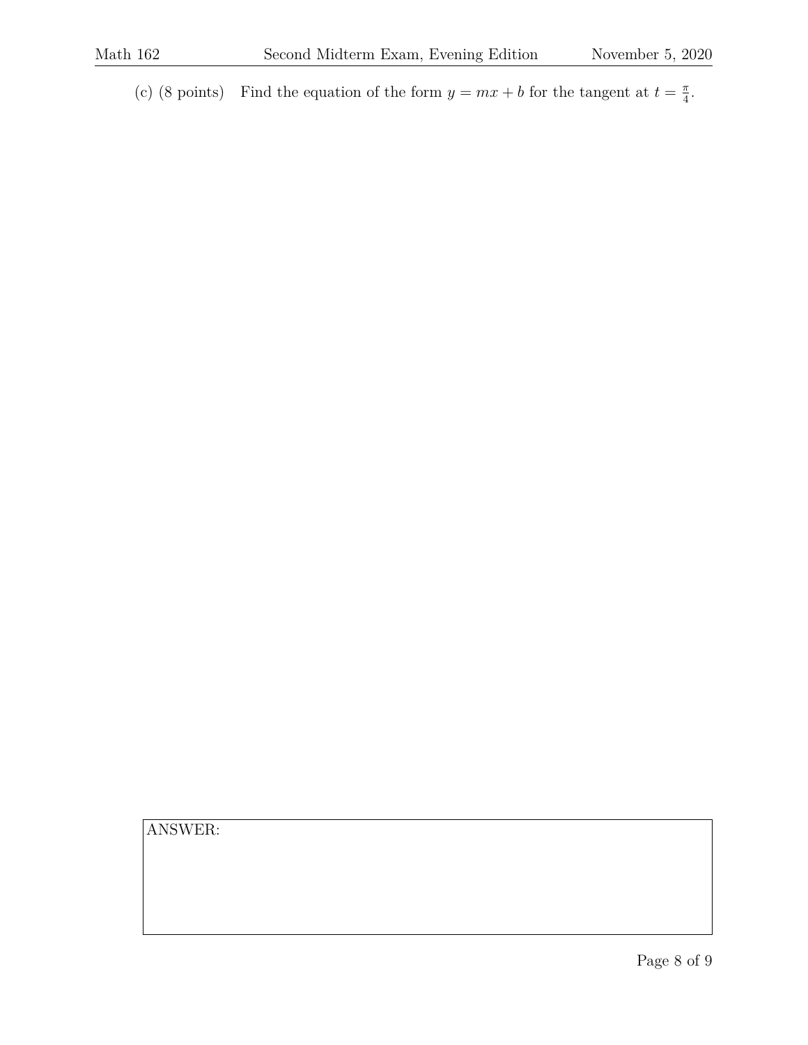(c) (8 points) Find the equation of the form $y = mx + b$ for the tangent at $t = \frac{\pi}{4}$.

ANSWER: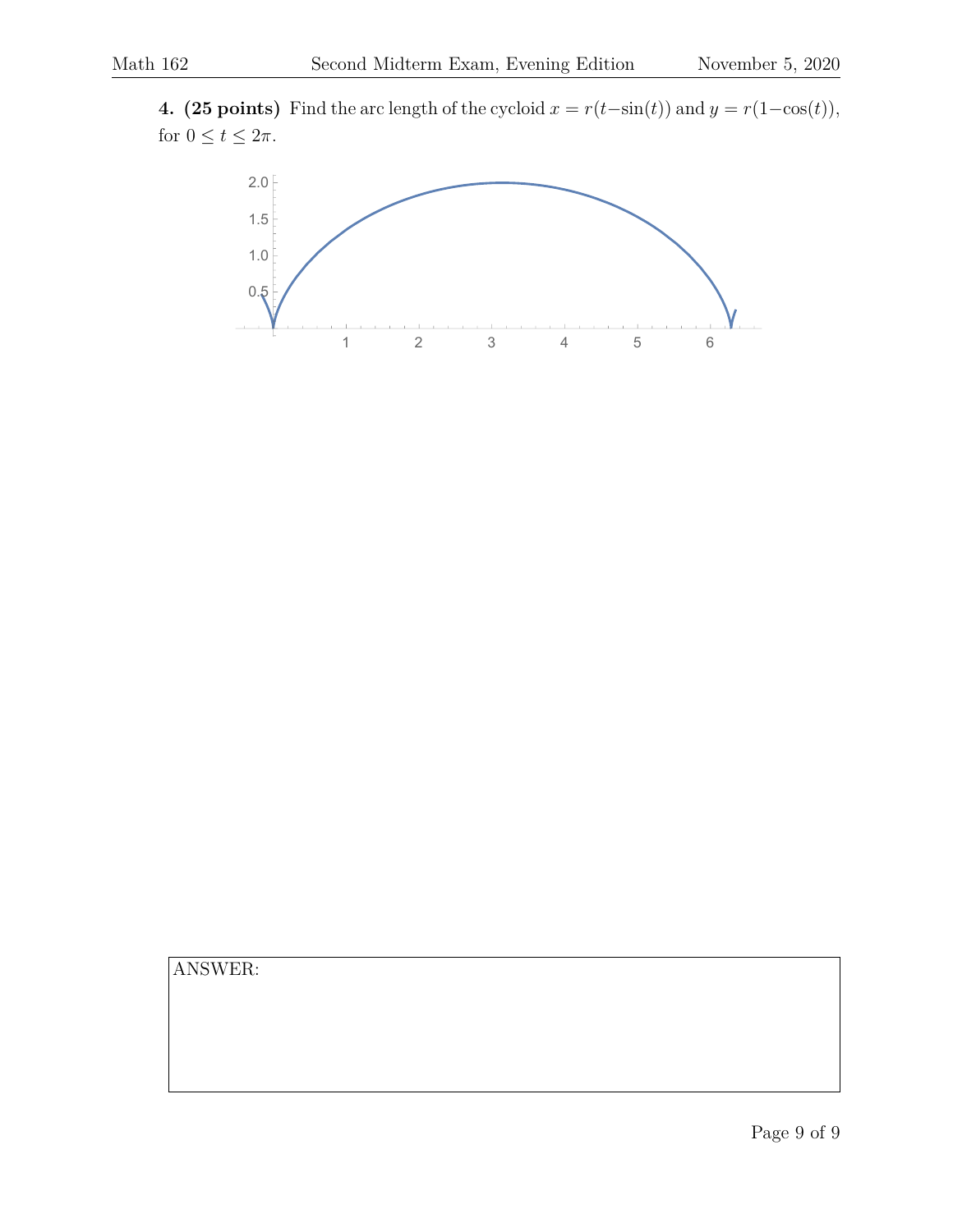**4. (25 points)** Find the arc length of the cycloid $x = r(t - \sin(t))$ and $y = r(1 - \cos(t))$, for $0 \leq t \leq 2\pi$.

2.0
1.5
1.0
0.5
1 2 3 4 5 6

ANSWER: